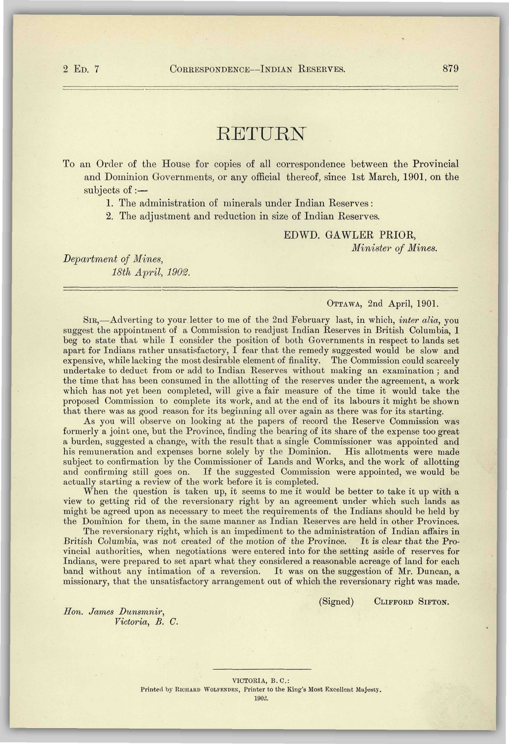# RETURN

To an Order of the House for copies of all correspondence between the Provincial and Dominion Governments, or any official thereof, since 1st March, 1901, on the subjects of :—

1. The administration of minerals under Indian Reserves :
2. The adjustment and reduction in size of Indian Reserves.

EDWD. GAWLER PRIOR,
*Minister of Mines.*

*Department of Mines,*
*18th April, 1902.*

---

OTTAWA, 2nd April, 1901.

SIR,—Adverting to your letter to me of the 2nd February last, in which, *inter alia*, you suggest the appointment of a Commission to readjust Indian Reserves in British Columbia, I beg to state that while I consider the position of both Governments in respect to lands set apart for Indians rather unsatisfactory, I fear that the remedy suggested would be slow and expensive, while lacking the most desirable element of finality. The Commission could scarcely undertake to deduct from or add to Indian Reserves without making an examination ; and the time that has been consumed in the allotting of the reserves under the agreement, a work which has not yet been completed, will give a fair measure of the time it would take the proposed Commission to complete its work, and at the end of its labours it might be shown that there was as good reason for its beginning all over again as there was for its starting.

As you will observe on looking at the papers of record the Reserve Commission was formerly a joint one, but the Province, finding the bearing of its share of the expense too great a burden, suggested a change, with the result that a single Commissioner was appointed and his remuneration and expenses borne solely by the Dominion. His allotments were made subject to confirmation by the Commissioner of Lands and Works, and the work of allotting and confirming still goes on. If the suggested Commission were appointed, we would be actually starting a review of the work before it is completed.

When the question is taken up, it seems to me it would be better to take it up with a view to getting rid of the reversionary right by an agreement under which such lands as might be agreed upon as necessary to meet the requirements of the Indians should be held by the Dominion for them, in the same manner as Indian Reserves are held in other Provinces.

The reversionary right, which is an impediment to the administration of Indian affairs in British Columbia, was *not created of the motion of the Province. It is clear that the* Provincial authorities, when negotiations were entered into for the setting aside of reserves for Indians, were prepared to set apart what they considered a reasonable acreage of land for each band without any intimation of a reversion. It was on the suggestion of Mr. Duncan, a missionary, that the unsatisfactory arrangement out of which the reversionary right was made.

(Signed) CLIFFORD SIFTON.

*Hon. James Dunsmnir,*
*Victoria, B. C.*

---

VICTORIA, B. C.:
Printed by RICHARD WOLFENDEN, Printer to the King's Most Excellent Majesty.
1902.